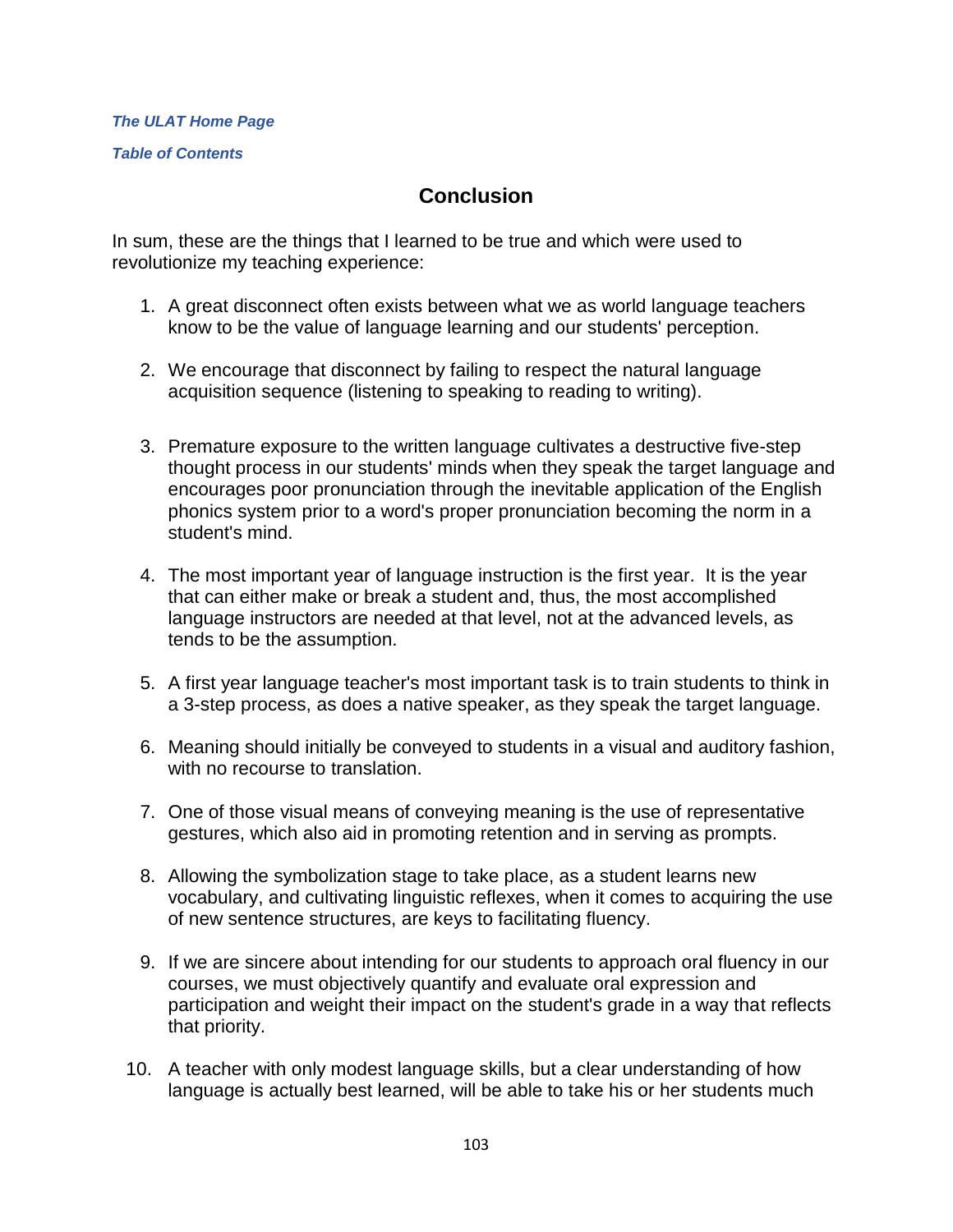***The ULAT Home Page***

***Table of Contents***

## Conclusion

In sum, these are the things that I learned to be true and which were used to revolutionize my teaching experience:

1. A great disconnect often exists between what we as world language teachers know to be the value of language learning and our students' perception.

2. We encourage that disconnect by failing to respect the natural language acquisition sequence (listening to speaking to reading to writing).

3. Premature exposure to the written language cultivates a destructive five-step thought process in our students' minds when they speak the target language and encourages poor pronunciation through the inevitable application of the English phonics system prior to a word's proper pronunciation becoming the norm in a student's mind.

4. The most important year of language instruction is the first year. It is the year that can either make or break a student and, thus, the most accomplished language instructors are needed at that level, not at the advanced levels, as tends to be the assumption.

5. A first year language teacher's most important task is to train students to think in a 3-step process, as does a native speaker, as they speak the target language.

6. Meaning should initially be conveyed to students in a visual and auditory fashion, with no recourse to translation.

7. One of those visual means of conveying meaning is the use of representative gestures, which also aid in promoting retention and in serving as prompts.

8. Allowing the symbolization stage to take place, as a student learns new vocabulary, and cultivating linguistic reflexes, when it comes to acquiring the use of new sentence structures, are keys to facilitating fluency.

9. If we are sincere about intending for our students to approach oral fluency in our courses, we must objectively quantify and evaluate oral expression and participation and weight their impact on the student's grade in a way that reflects that priority.

10. A teacher with only modest language skills, but a clear understanding of how language is actually best learned, will be able to take his or her students much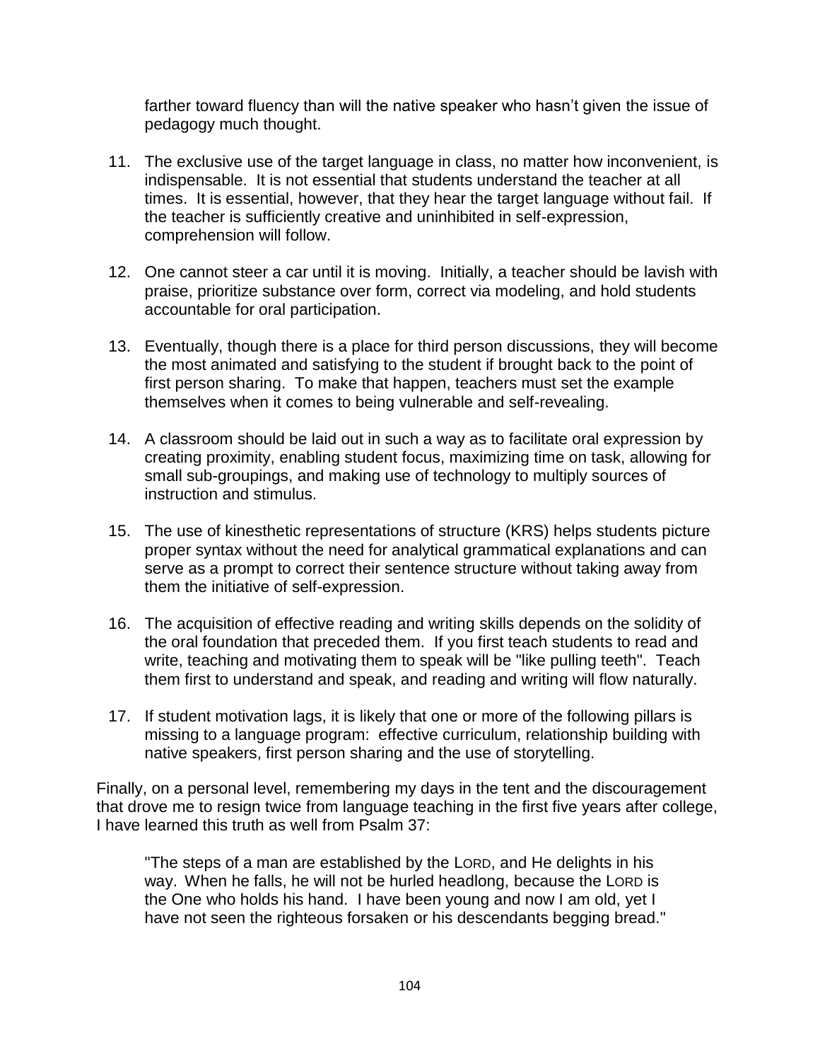farther toward fluency than will the native speaker who hasn't given the issue of pedagogy much thought.

11. The exclusive use of the target language in class, no matter how inconvenient, is indispensable. It is not essential that students understand the teacher at all times. It is essential, however, that they hear the target language without fail. If the teacher is sufficiently creative and uninhibited in self-expression, comprehension will follow.

12. One cannot steer a car until it is moving. Initially, a teacher should be lavish with praise, prioritize substance over form, correct via modeling, and hold students accountable for oral participation.

13. Eventually, though there is a place for third person discussions, they will become the most animated and satisfying to the student if brought back to the point of first person sharing. To make that happen, teachers must set the example themselves when it comes to being vulnerable and self-revealing.

14. A classroom should be laid out in such a way as to facilitate oral expression by creating proximity, enabling student focus, maximizing time on task, allowing for small sub-groupings, and making use of technology to multiply sources of instruction and stimulus.

15. The use of kinesthetic representations of structure (KRS) helps students picture proper syntax without the need for analytical grammatical explanations and can serve as a prompt to correct their sentence structure without taking away from them the initiative of self-expression.

16. The acquisition of effective reading and writing skills depends on the solidity of the oral foundation that preceded them. If you first teach students to read and write, teaching and motivating them to speak will be "like pulling teeth". Teach them first to understand and speak, and reading and writing will flow naturally.

17. If student motivation lags, it is likely that one or more of the following pillars is missing to a language program: effective curriculum, relationship building with native speakers, first person sharing and the use of storytelling.

Finally, on a personal level, remembering my days in the tent and the discouragement that drove me to resign twice from language teaching in the first five years after college, I have learned this truth as well from Psalm 37:

> "The steps of a man are established by the LORD, and He delights in his way. When he falls, he will not be hurled headlong, because the LORD is the One who holds his hand. I have been young and now I am old, yet I have not seen the righteous forsaken or his descendants begging bread."